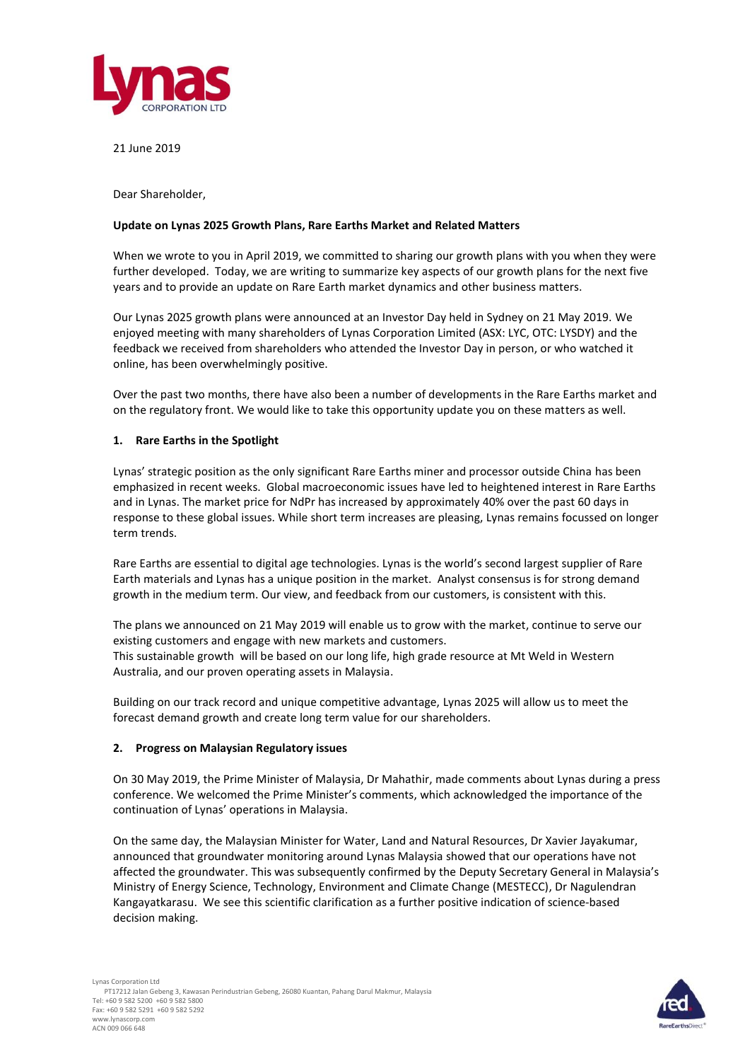21 June 2019

Dear Shareholder,

**Update on Lynas 2025 Growth Plans, Rare Earths Market and Related Matters**

When we wrote to you in April 2019, we committed to sharing our growth plans with you when they were further developed. Today, we are writing to summarize key aspects of our growth plans for the next five years and to provide an update on Rare Earth market dynamics and other business matters.

Our Lynas 2025 growth plans were announced at an Investor Day held in Sydney on 21 May 2019. We enjoyed meeting with many shareholders of Lynas Corporation Limited (ASX: LYC, OTC: LYSDY) and the feedback we received from shareholders who attended the Investor Day in person, or who watched it online, has been overwhelmingly positive.

Over the past two months, there have also been a number of developments in the Rare Earths market and on the regulatory front. We would like to take this opportunity update you on these matters as well.

## 1. Rare Earths in the Spotlight

Lynas' strategic position as the only significant Rare Earths miner and processor outside China has been emphasized in recent weeks. Global macroeconomic issues have led to heightened interest in Rare Earths and in Lynas. The market price for NdPr has increased by approximately 40% over the past 60 days in response to these global issues. While short term increases are pleasing, Lynas remains focussed on longer term trends.

Rare Earths are essential to digital age technologies. Lynas is the world's second largest supplier of Rare Earth materials and Lynas has a unique position in the market. Analyst consensus is for strong demand growth in the medium term. Our view, and feedback from our customers, is consistent with this.

The plans we announced on 21 May 2019 will enable us to grow with the market, continue to serve our existing customers and engage with new markets and customers.
This sustainable growth will be based on our long life, high grade resource at Mt Weld in Western Australia, and our proven operating assets in Malaysia.

Building on our track record and unique competitive advantage, Lynas 2025 will allow us to meet the forecast demand growth and create long term value for our shareholders.

## 2. Progress on Malaysian Regulatory issues

On 30 May 2019, the Prime Minister of Malaysia, Dr Mahathir, made comments about Lynas during a press conference. We welcomed the Prime Minister's comments, which acknowledged the importance of the continuation of Lynas' operations in Malaysia.

On the same day, the Malaysian Minister for Water, Land and Natural Resources, Dr Xavier Jayakumar, announced that groundwater monitoring around Lynas Malaysia showed that our operations have not affected the groundwater. This was subsequently confirmed by the Deputy Secretary General in Malaysia's Ministry of Energy Science, Technology, Environment and Climate Change (MESTECC), Dr Nagulendran Kangayatkarasu. We see this scientific clarification as a further positive indication of science-based decision making.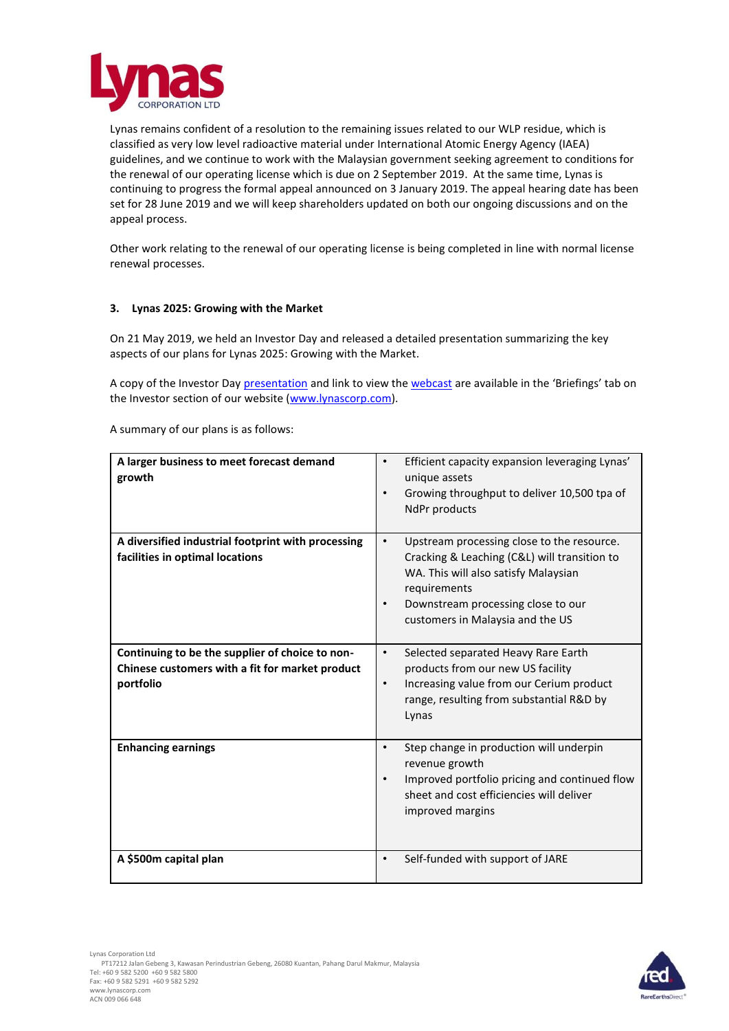Lynas remains confident of a resolution to the remaining issues related to our WLP residue, which is classified as very low level radioactive material under International Atomic Energy Agency (IAEA) guidelines, and we continue to work with the Malaysian government seeking agreement to conditions for the renewal of our operating license which is due on 2 September 2019. At the same time, Lynas is continuing to progress the formal appeal announced on 3 January 2019. The appeal hearing date has been set for 28 June 2019 and we will keep shareholders updated on both our ongoing discussions and on the appeal process.

Other work relating to the renewal of our operating license is being completed in line with normal license renewal processes.

### 3. Lynas 2025: Growing with the Market

On 21 May 2019, we held an Investor Day and released a detailed presentation summarizing the key aspects of our plans for Lynas 2025: Growing with the Market.

A copy of the Investor Day presentation and link to view the webcast are available in the 'Briefings' tab on the Investor section of our website (www.lynascorp.com).

A summary of our plans is as follows:

| | |
|---|---|
| **A larger business to meet forecast demand growth** | • Efficient capacity expansion leveraging Lynas' unique assets<br>• Growing throughput to deliver 10,500 tpa of NdPr products |
| **A diversified industrial footprint with processing facilities in optimal locations** | • Upstream processing close to the resource. Cracking & Leaching (C&L) will transition to WA. This will also satisfy Malaysian requirements<br>• Downstream processing close to our customers in Malaysia and the US |
| **Continuing to be the supplier of choice to non-Chinese customers with a fit for market product portfolio** | • Selected separated Heavy Rare Earth products from our new US facility<br>• Increasing value from our Cerium product range, resulting from substantial R&D by Lynas |
| **Enhancing earnings** | • Step change in production will underpin revenue growth<br>• Improved portfolio pricing and continued flow sheet and cost efficiencies will deliver improved margins |
| **A $500m capital plan** | • Self-funded with support of JARE |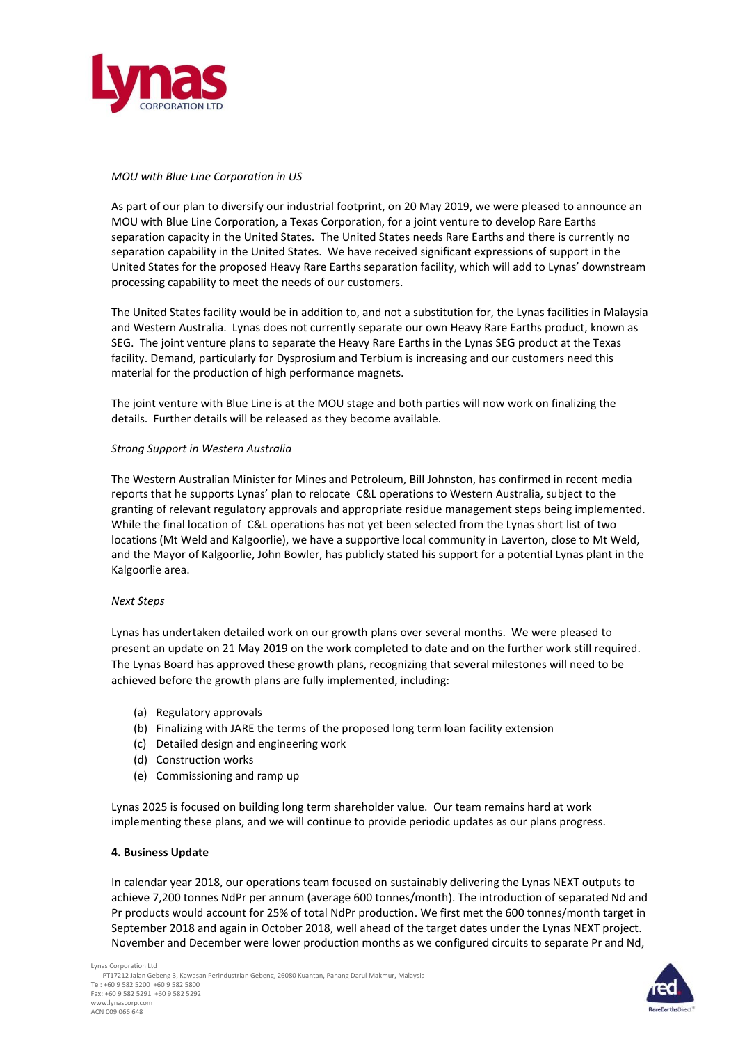*MOU with Blue Line Corporation in US*

As part of our plan to diversify our industrial footprint, on 20 May 2019, we were pleased to announce an MOU with Blue Line Corporation, a Texas Corporation, for a joint venture to develop Rare Earths separation capacity in the United States. The United States needs Rare Earths and there is currently no separation capability in the United States. We have received significant expressions of support in the United States for the proposed Heavy Rare Earths separation facility, which will add to Lynas' downstream processing capability to meet the needs of our customers.

The United States facility would be in addition to, and not a substitution for, the Lynas facilities in Malaysia and Western Australia. Lynas does not currently separate our own Heavy Rare Earths product, known as SEG. The joint venture plans to separate the Heavy Rare Earths in the Lynas SEG product at the Texas facility. Demand, particularly for Dysprosium and Terbium is increasing and our customers need this material for the production of high performance magnets.

The joint venture with Blue Line is at the MOU stage and both parties will now work on finalizing the details. Further details will be released as they become available.

*Strong Support in Western Australia*

The Western Australian Minister for Mines and Petroleum, Bill Johnston, has confirmed in recent media reports that he supports Lynas' plan to relocate C&L operations to Western Australia, subject to the granting of relevant regulatory approvals and appropriate residue management steps being implemented. While the final location of C&L operations has not yet been selected from the Lynas short list of two locations (Mt Weld and Kalgoorlie), we have a supportive local community in Laverton, close to Mt Weld, and the Mayor of Kalgoorlie, John Bowler, has publicly stated his support for a potential Lynas plant in the Kalgoorlie area.

*Next Steps*

Lynas has undertaken detailed work on our growth plans over several months. We were pleased to present an update on 21 May 2019 on the work completed to date and on the further work still required. The Lynas Board has approved these growth plans, recognizing that several milestones will need to be achieved before the growth plans are fully implemented, including:

(a) Regulatory approvals
(b) Finalizing with JARE the terms of the proposed long term loan facility extension
(c) Detailed design and engineering work
(d) Construction works
(e) Commissioning and ramp up

Lynas 2025 is focused on building long term shareholder value. Our team remains hard at work implementing these plans, and we will continue to provide periodic updates as our plans progress.

**4. Business Update**

In calendar year 2018, our operations team focused on sustainably delivering the Lynas NEXT outputs to achieve 7,200 tonnes NdPr per annum (average 600 tonnes/month). The introduction of separated Nd and Pr products would account for 25% of total NdPr production. We first met the 600 tonnes/month target in September 2018 and again in October 2018, well ahead of the target dates under the Lynas NEXT project. November and December were lower production months as we configured circuits to separate Pr and Nd,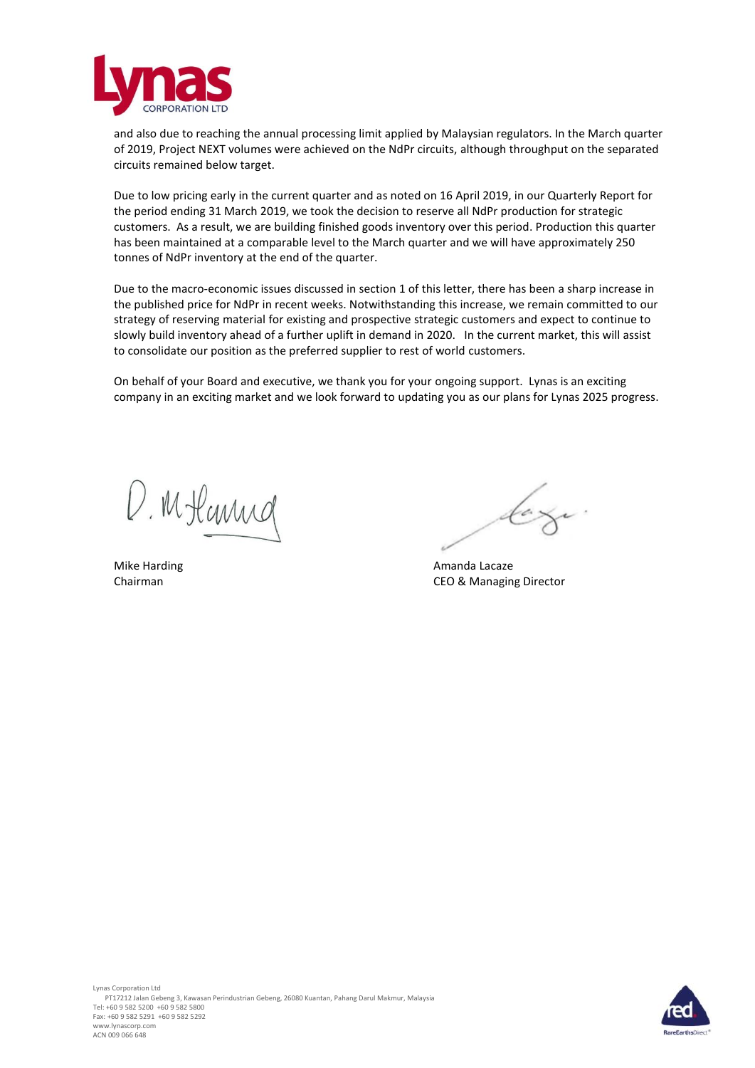and also due to reaching the annual processing limit applied by Malaysian regulators. In the March quarter of 2019, Project NEXT volumes were achieved on the NdPr circuits, although throughput on the separated circuits remained below target.

Due to low pricing early in the current quarter and as noted on 16 April 2019, in our Quarterly Report for the period ending 31 March 2019, we took the decision to reserve all NdPr production for strategic customers. As a result, we are building finished goods inventory over this period. Production this quarter has been maintained at a comparable level to the March quarter and we will have approximately 250 tonnes of NdPr inventory at the end of the quarter.

Due to the macro-economic issues discussed in section 1 of this letter, there has been a sharp increase in the published price for NdPr in recent weeks. Notwithstanding this increase, we remain committed to our strategy of reserving material for existing and prospective strategic customers and expect to continue to slowly build inventory ahead of a further uplift in demand in 2020. In the current market, this will assist to consolidate our position as the preferred supplier to rest of world customers.

On behalf of your Board and executive, we thank you for your ongoing support. Lynas is an exciting company in an exciting market and we look forward to updating you as our plans for Lynas 2025 progress.

Mike Harding
Chairman

Amanda Lacaze
CEO & Managing Director

Lynas Corporation Ltd
PT17212 Jalan Gebeng 3, Kawasan Perindustrian Gebeng, 26080 Kuantan, Pahang Darul Makmur, Malaysia
Tel: +60 9 582 5200 +60 9 582 5800
Fax: +60 9 582 5291 +60 9 582 5292
www.lynascorp.com
ACN 009 066 648